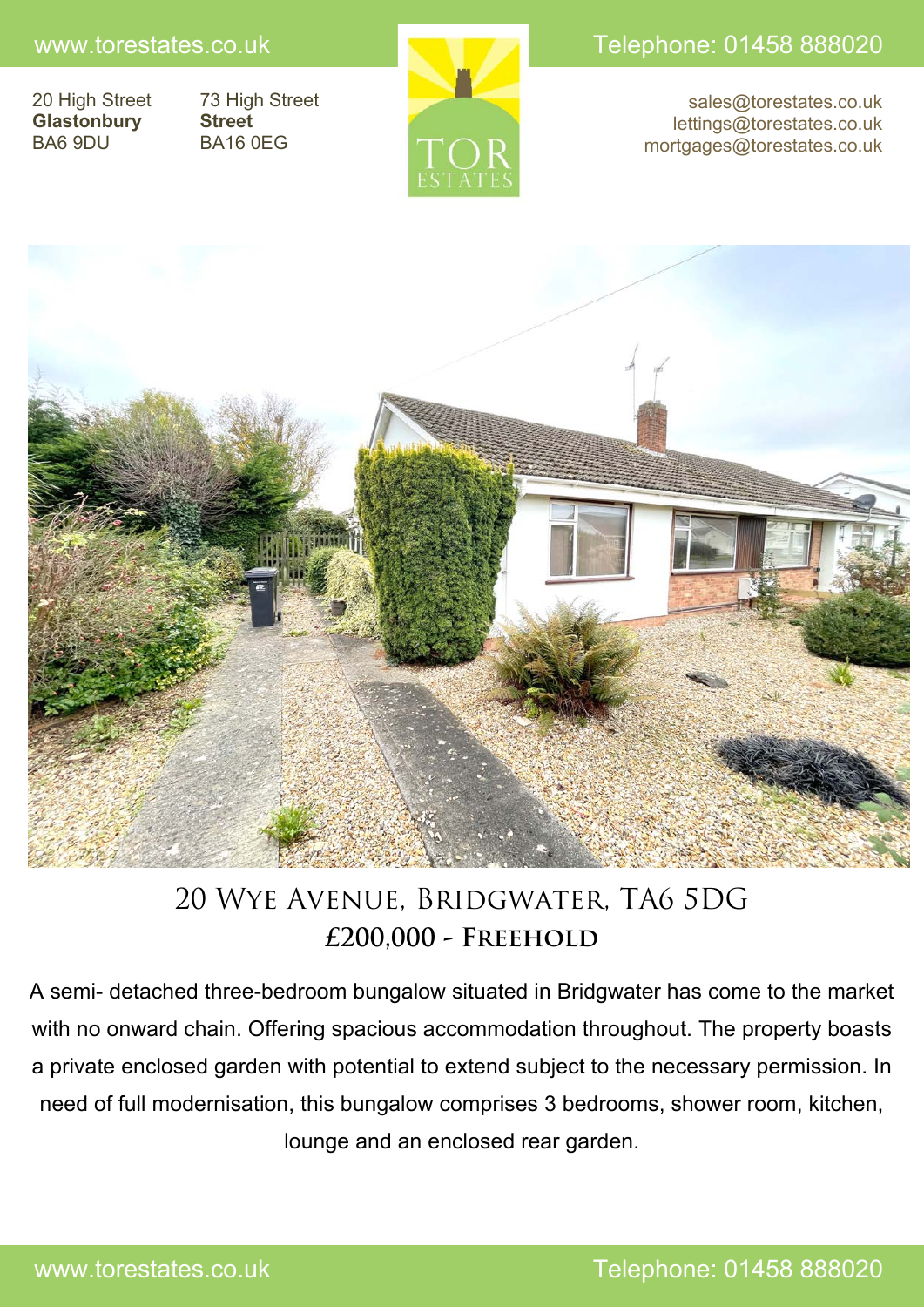www.torestates.co.uk

Telephone: 01458 888020

20 High Street
**Glastonbury**
BA6 9DU

73 High Street
**Street**
BA16 0EG

TOR ESTATES

sales@torestates.co.uk
lettings@torestates.co.uk
mortgages@torestates.co.uk

# 20 Wye Avenue, Bridgwater, TA6 5DG

## £200,000 - **Freehold**

A semi- detached three-bedroom bungalow situated in Bridgwater has come to the market with no onward chain. Offering spacious accommodation throughout. The property boasts a private enclosed garden with potential to extend subject to the necessary permission. In need of full modernisation, this bungalow comprises 3 bedrooms, shower room, kitchen, lounge and an enclosed rear garden.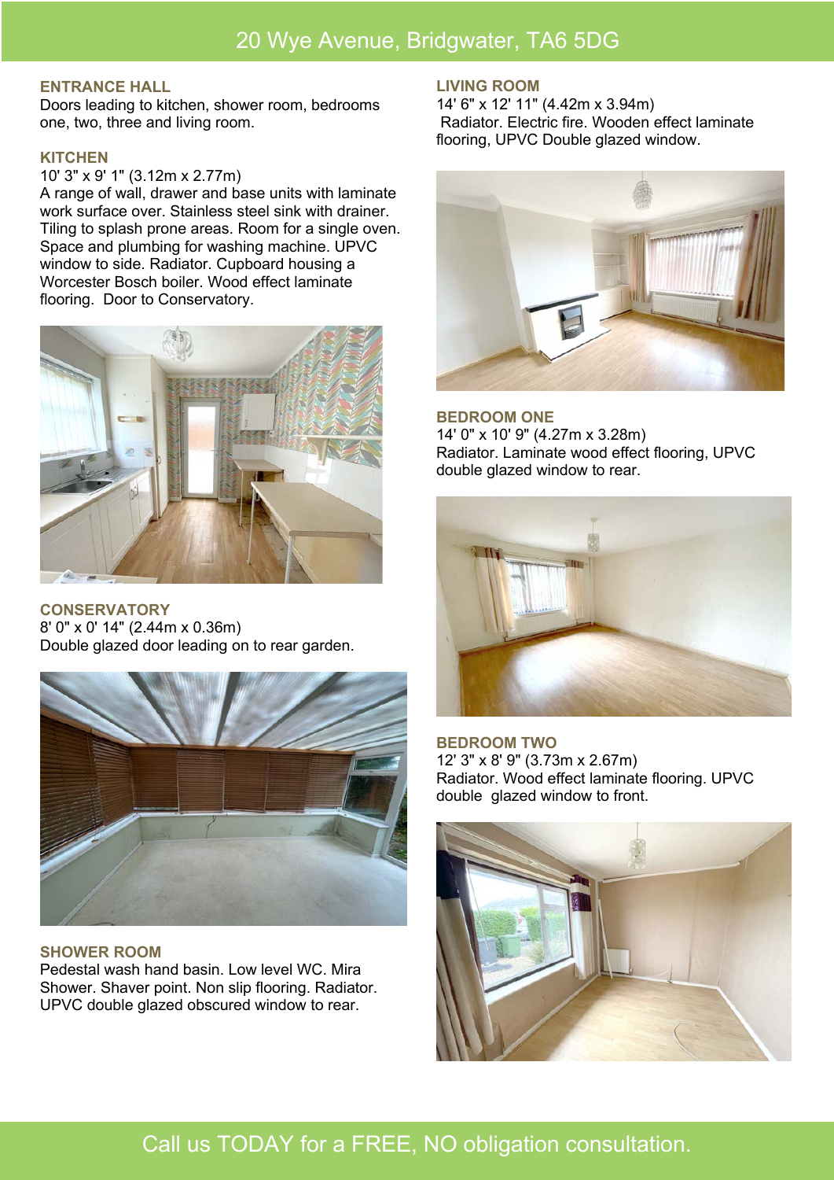# 20 Wye Avenue, Bridgwater, TA6 5DG

### ENTRANCE HALL

Doors leading to kitchen, shower room, bedrooms one, two, three and living room.

### KITCHEN

10' 3" x 9' 1" (3.12m x 2.77m)
A range of wall, drawer and base units with laminate work surface over. Stainless steel sink with drainer. Tiling to splash prone areas. Room for a single oven. Space and plumbing for washing machine. UPVC window to side. Radiator. Cupboard housing a Worcester Bosch boiler. Wood effect laminate flooring. Door to Conservatory.

### CONSERVATORY

8' 0" x 0' 14" (2.44m x 0.36m)
Double glazed door leading on to rear garden.

### SHOWER ROOM

Pedestal wash hand basin. Low level WC. Mira Shower. Shaver point. Non slip flooring. Radiator. UPVC double glazed obscured window to rear.

### LIVING ROOM

14' 6" x 12' 11" (4.42m x 3.94m)
Radiator. Electric fire. Wooden effect laminate flooring, UPVC Double glazed window.

### BEDROOM ONE

14' 0" x 10' 9" (4.27m x 3.28m)
Radiator. Laminate wood effect flooring, UPVC double glazed window to rear.

### BEDROOM TWO

12' 3" x 8' 9" (3.73m x 2.67m)
Radiator. Wood effect laminate flooring. UPVC double glazed window to front.

Call us TODAY for a FREE, NO obligation consultation.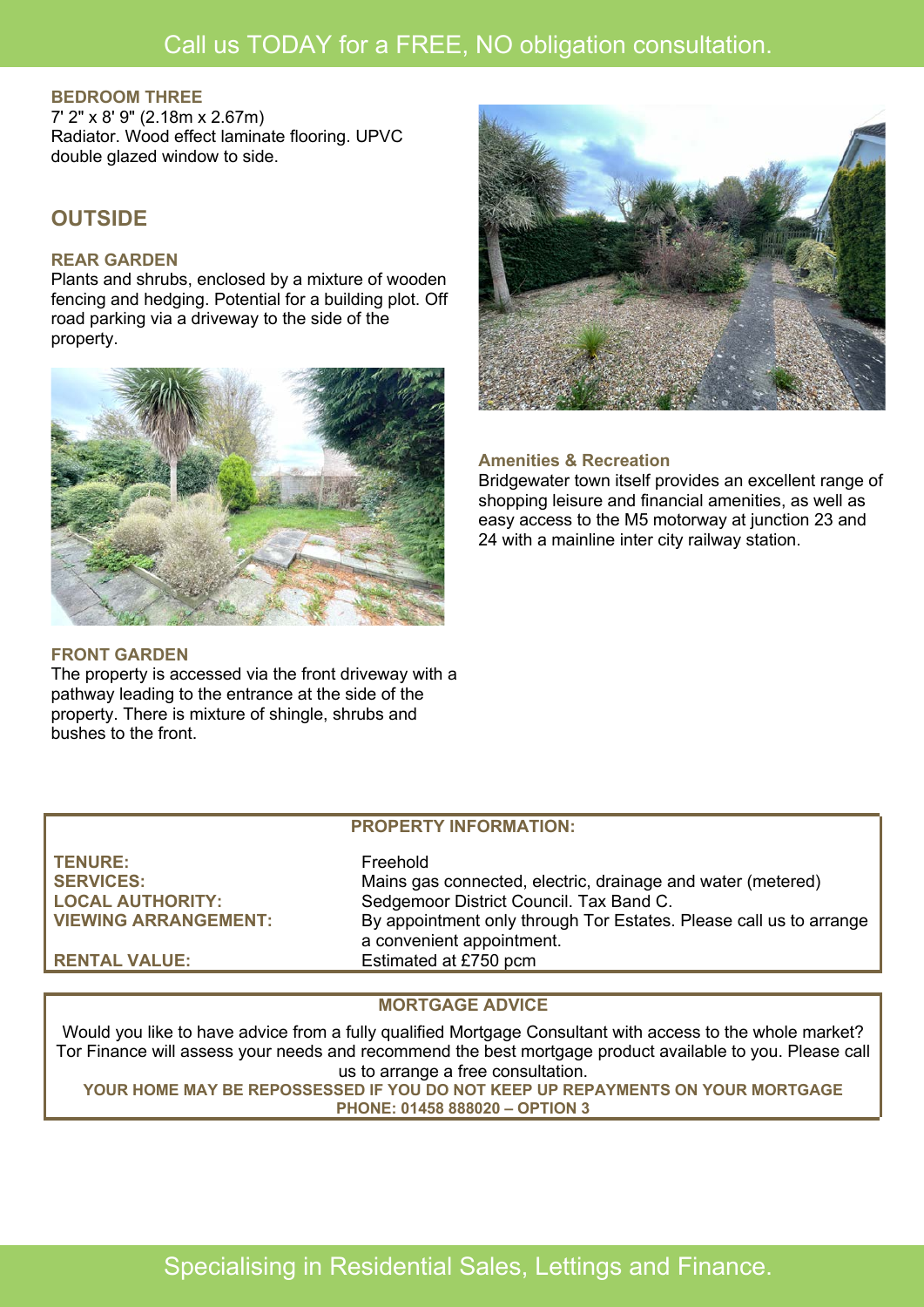Call us TODAY for a FREE, NO obligation consultation.

### BEDROOM THREE

7' 2" x 8' 9" (2.18m x 2.67m)
Radiator. Wood effect laminate flooring. UPVC double glazed window to side.

## OUTSIDE

### REAR GARDEN

Plants and shrubs, enclosed by a mixture of wooden fencing and hedging. Potential for a building plot. Off road parking via a driveway to the side of the property.

### FRONT GARDEN

The property is accessed via the front driveway with a pathway leading to the entrance at the side of the property. There is mixture of shingle, shrubs and bushes to the front.

### Amenities & Recreation

Bridgewater town itself provides an excellent range of shopping leisure and financial amenities, as well as easy access to the M5 motorway at junction 23 and 24 with a mainline inter city railway station.

### PROPERTY INFORMATION:

| | |
|---|---|
| **TENURE:** | Freehold |
| **SERVICES:** | Mains gas connected, electric, drainage and water (metered) |
| **LOCAL AUTHORITY:** | Sedgemoor District Council. Tax Band C. |
| **VIEWING ARRANGEMENT:** | By appointment only through Tor Estates. Please call us to arrange a convenient appointment. |
| **RENTAL VALUE:** | Estimated at £750 pcm |

### MORTGAGE ADVICE

Would you like to have advice from a fully qualified Mortgage Consultant with access to the whole market? Tor Finance will assess your needs and recommend the best mortgage product available to you. Please call us to arrange a free consultation.

**YOUR HOME MAY BE REPOSSESSED IF YOU DO NOT KEEP UP REPAYMENTS ON YOUR MORTGAGE**

**PHONE: 01458 888020 – OPTION 3**

Specialising in Residential Sales, Lettings and Finance.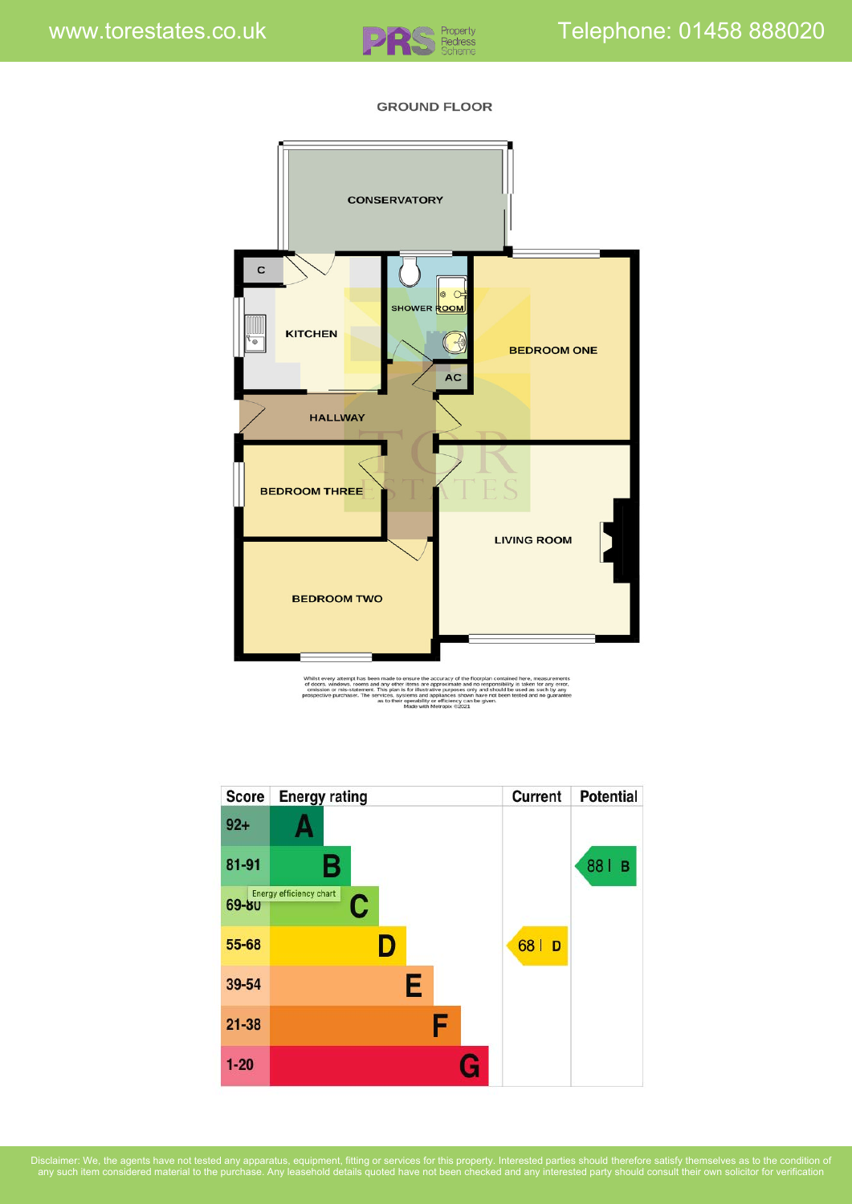## GROUND FLOOR

CONSERVATORY

C

KITCHEN

SHOWER ROOM

BEDROOM ONE

AC

HALLWAY

BEDROOM THREE

LIVING ROOM

BEDROOM TWO

Whilst every attempt has been made to ensure the accuracy of the floorplan contained here, measurements of doors, windows, rooms and any other items are approximate and no responsibility is taken for any error, omission or mis-statement. This plan is for illustrative purposes only and should be used as such by any prospective purchaser. The services, systems and appliances shown have not been tested and no guarantee as to their operability or efficiency can be given.
Made with Metropix ©2021

Score
Energy rating
Current
Potential

92+ A
81-91 B
69-80 C
55-68 D
39-54 E
21-38 F
1-20 G

Current: 68 | D
Potential: 88 | B

Energy efficiency chart

Disclaimer: We, the agents have not tested any apparatus, equipment, fitting or services for this property. Interested parties should therefore satisfy themselves as to the condition of any such item considered material to the purchase. Any leasehold details quoted have not been checked and any interested party should consult their own solicitor for verification